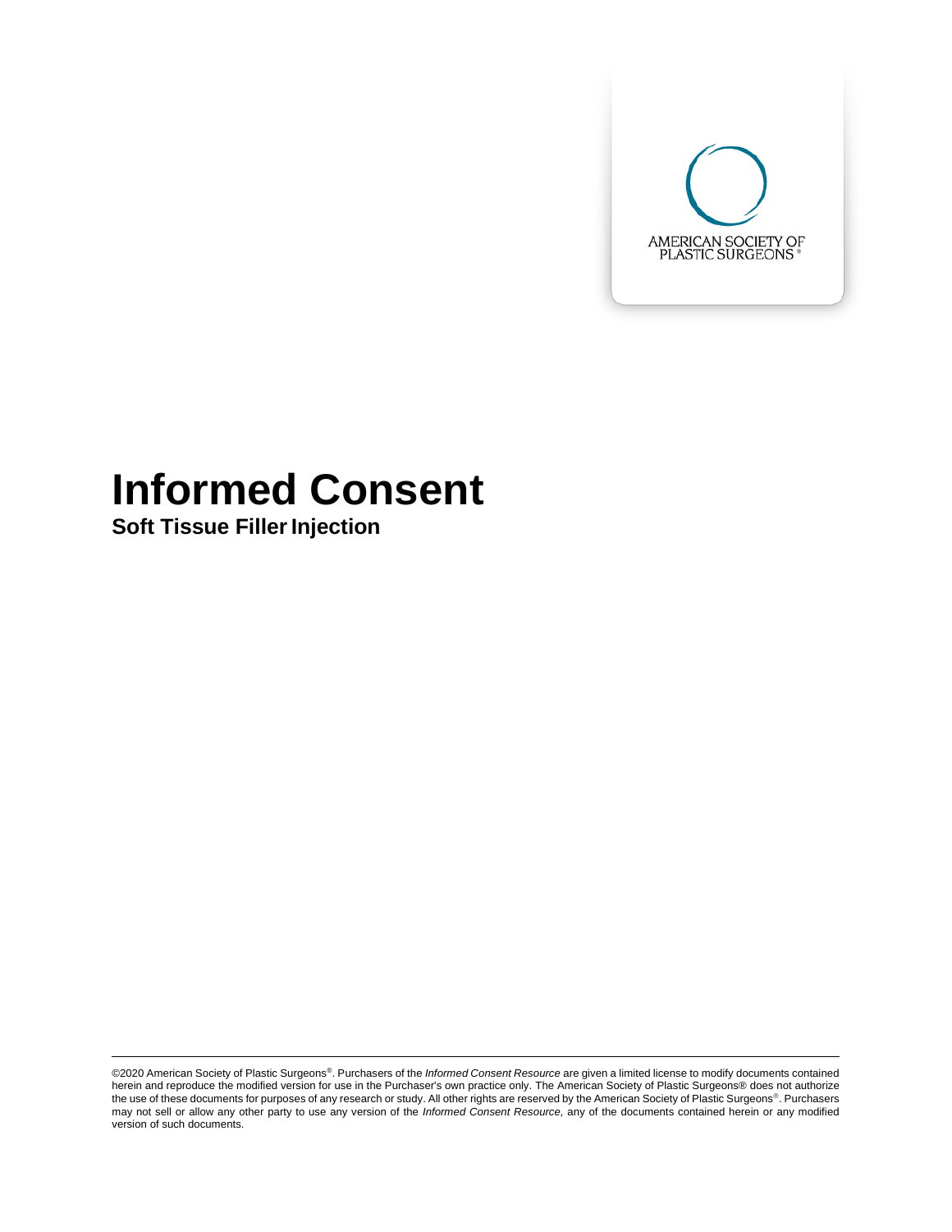AMERICAN SOCIETY OF PLASTIC SURGEONS®

# Informed Consent

## Soft Tissue Filler Injection

©2020 American Society of Plastic Surgeons®. Purchasers of the *Informed Consent Resource* are given a limited license to modify documents contained herein and reproduce the modified version for use in the Purchaser's own practice only. The American Society of Plastic Surgeons® does not authorize the use of these documents for purposes of any research or study. All other rights are reserved by the American Society of Plastic Surgeons®. Purchasers may not sell or allow any other party to use any version of the *Informed Consent Resource,* any of the documents contained herein or any modified version of such documents.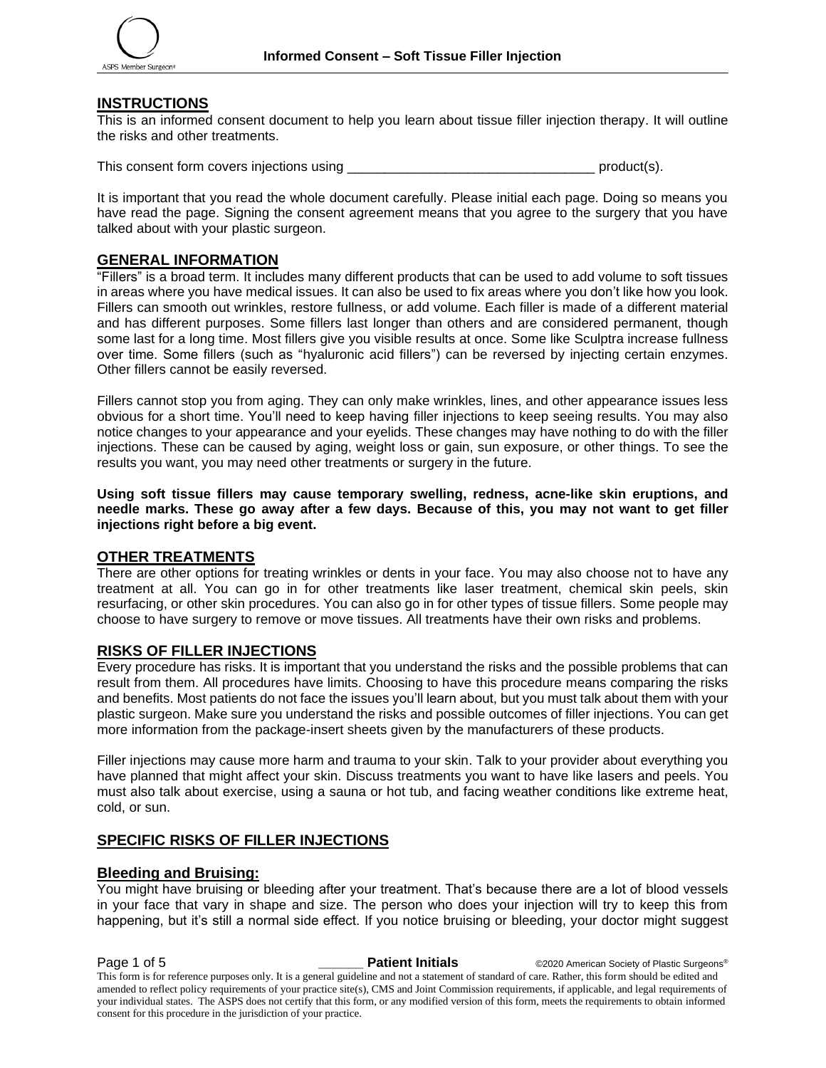## INSTRUCTIONS

This is an informed consent document to help you learn about tissue filler injection therapy. It will outline the risks and other treatments.

This consent form covers injections using _________________________________ product(s).

It is important that you read the whole document carefully. Please initial each page. Doing so means you have read the page. Signing the consent agreement means that you agree to the surgery that you have talked about with your plastic surgeon.

## GENERAL INFORMATION

"Fillers" is a broad term. It includes many different products that can be used to add volume to soft tissues in areas where you have medical issues. It can also be used to fix areas where you don't like how you look. Fillers can smooth out wrinkles, restore fullness, or add volume. Each filler is made of a different material and has different purposes. Some fillers last longer than others and are considered permanent, though some last for a long time. Most fillers give you visible results at once. Some like Sculptra increase fullness over time. Some fillers (such as "hyaluronic acid fillers") can be reversed by injecting certain enzymes. Other fillers cannot be easily reversed.

Fillers cannot stop you from aging. They can only make wrinkles, lines, and other appearance issues less obvious for a short time. You'll need to keep having filler injections to keep seeing results. You may also notice changes to your appearance and your eyelids. These changes may have nothing to do with the filler injections. These can be caused by aging, weight loss or gain, sun exposure, or other things. To see the results you want, you may need other treatments or surgery in the future.

**Using soft tissue fillers may cause temporary swelling, redness, acne-like skin eruptions, and needle marks. These go away after a few days. Because of this, you may not want to get filler injections right before a big event.**

## OTHER TREATMENTS

There are other options for treating wrinkles or dents in your face. You may also choose not to have any treatment at all. You can go in for other treatments like laser treatment, chemical skin peels, skin resurfacing, or other skin procedures. You can also go in for other types of tissue fillers. Some people may choose to have surgery to remove or move tissues. All treatments have their own risks and problems.

## RISKS OF FILLER INJECTIONS

Every procedure has risks. It is important that you understand the risks and the possible problems that can result from them. All procedures have limits. Choosing to have this procedure means comparing the risks and benefits. Most patients do not face the issues you'll learn about, but you must talk about them with your plastic surgeon. Make sure you understand the risks and possible outcomes of filler injections. You can get more information from the package-insert sheets given by the manufacturers of these products.

Filler injections may cause more harm and trauma to your skin. Talk to your provider about everything you have planned that might affect your skin. Discuss treatments you want to have like lasers and peels. You must also talk about exercise, using a sauna or hot tub, and facing weather conditions like extreme heat, cold, or sun.

## SPECIFIC RISKS OF FILLER INJECTIONS

### Bleeding and Bruising:

You might have bruising or bleeding after your treatment. That's because there are a lot of blood vessels in your face that vary in shape and size. The person who does your injection will try to keep this from happening, but it's still a normal side effect. If you notice bruising or bleeding, your doctor might suggest

______ **Patient Initials**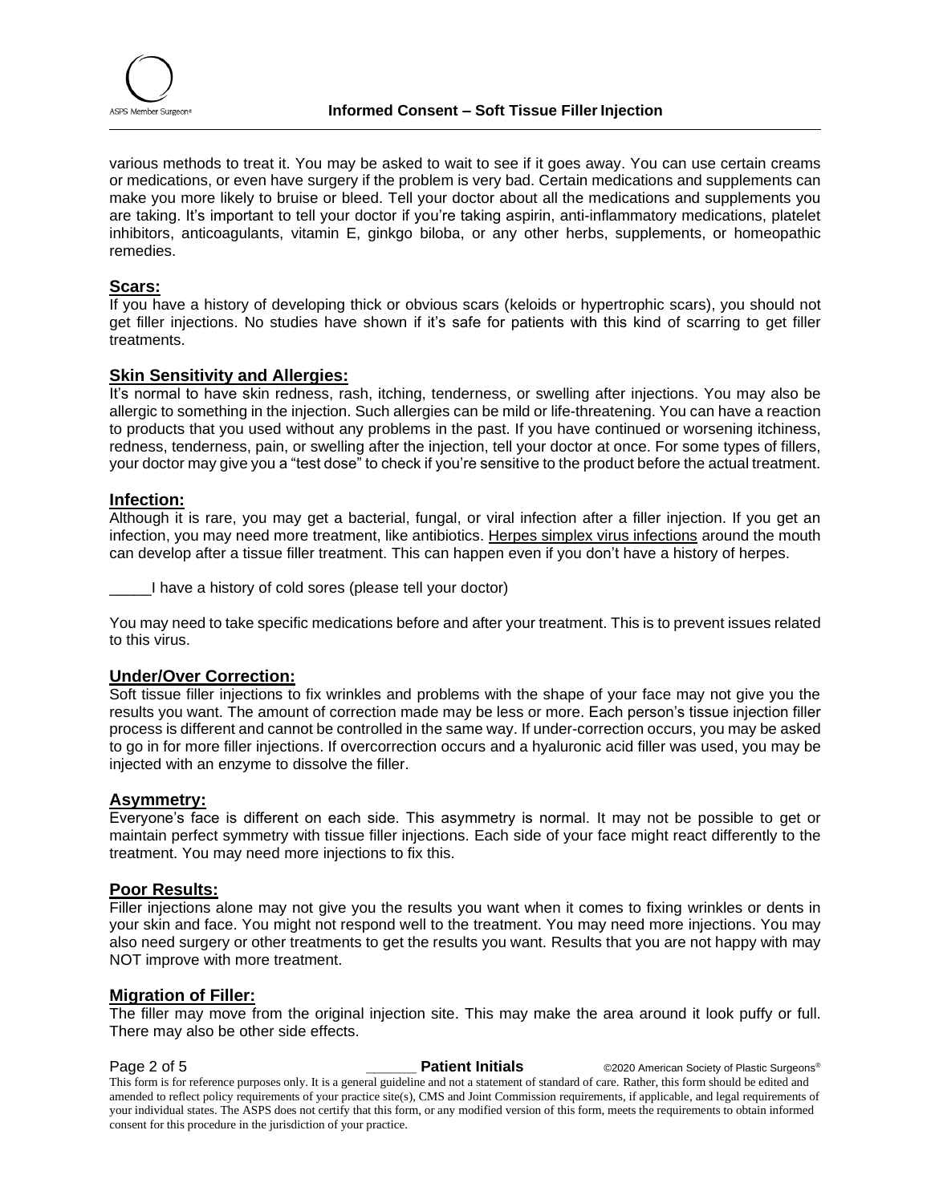various methods to treat it. You may be asked to wait to see if it goes away. You can use certain creams or medications, or even have surgery if the problem is very bad. Certain medications and supplements can make you more likely to bruise or bleed. Tell your doctor about all the medications and supplements you are taking. It's important to tell your doctor if you're taking aspirin, anti-inflammatory medications, platelet inhibitors, anticoagulants, vitamin E, ginkgo biloba, or any other herbs, supplements, or homeopathic remedies.

## Scars:

If you have a history of developing thick or obvious scars (keloids or hypertrophic scars), you should not get filler injections. No studies have shown if it's safe for patients with this kind of scarring to get filler treatments.

## Skin Sensitivity and Allergies:

It's normal to have skin redness, rash, itching, tenderness, or swelling after injections. You may also be allergic to something in the injection. Such allergies can be mild or life-threatening. You can have a reaction to products that you used without any problems in the past. If you have continued or worsening itchiness, redness, tenderness, pain, or swelling after the injection, tell your doctor at once. For some types of fillers, your doctor may give you a "test dose" to check if you're sensitive to the product before the actual treatment.

## Infection:

Although it is rare, you may get a bacterial, fungal, or viral infection after a filler injection. If you get an infection, you may need more treatment, like antibiotics. Herpes simplex virus infections around the mouth can develop after a tissue filler treatment. This can happen even if you don't have a history of herpes.

_____I have a history of cold sores (please tell your doctor)

You may need to take specific medications before and after your treatment. This is to prevent issues related to this virus.

## Under/Over Correction:

Soft tissue filler injections to fix wrinkles and problems with the shape of your face may not give you the results you want. The amount of correction made may be less or more. Each person's tissue injection filler process is different and cannot be controlled in the same way. If under-correction occurs, you may be asked to go in for more filler injections. If overcorrection occurs and a hyaluronic acid filler was used, you may be injected with an enzyme to dissolve the filler.

## Asymmetry:

Everyone's face is different on each side. This asymmetry is normal. It may not be possible to get or maintain perfect symmetry with tissue filler injections. Each side of your face might react differently to the treatment. You may need more injections to fix this.

## Poor Results:

Filler injections alone may not give you the results you want when it comes to fixing wrinkles or dents in your skin and face. You might not respond well to the treatment. You may need more injections. You may also need surgery or other treatments to get the results you want. Results that you are not happy with may NOT improve with more treatment.

## Migration of Filler:

The filler may move from the original injection site. This may make the area around it look puffy or full. There may also be other side effects.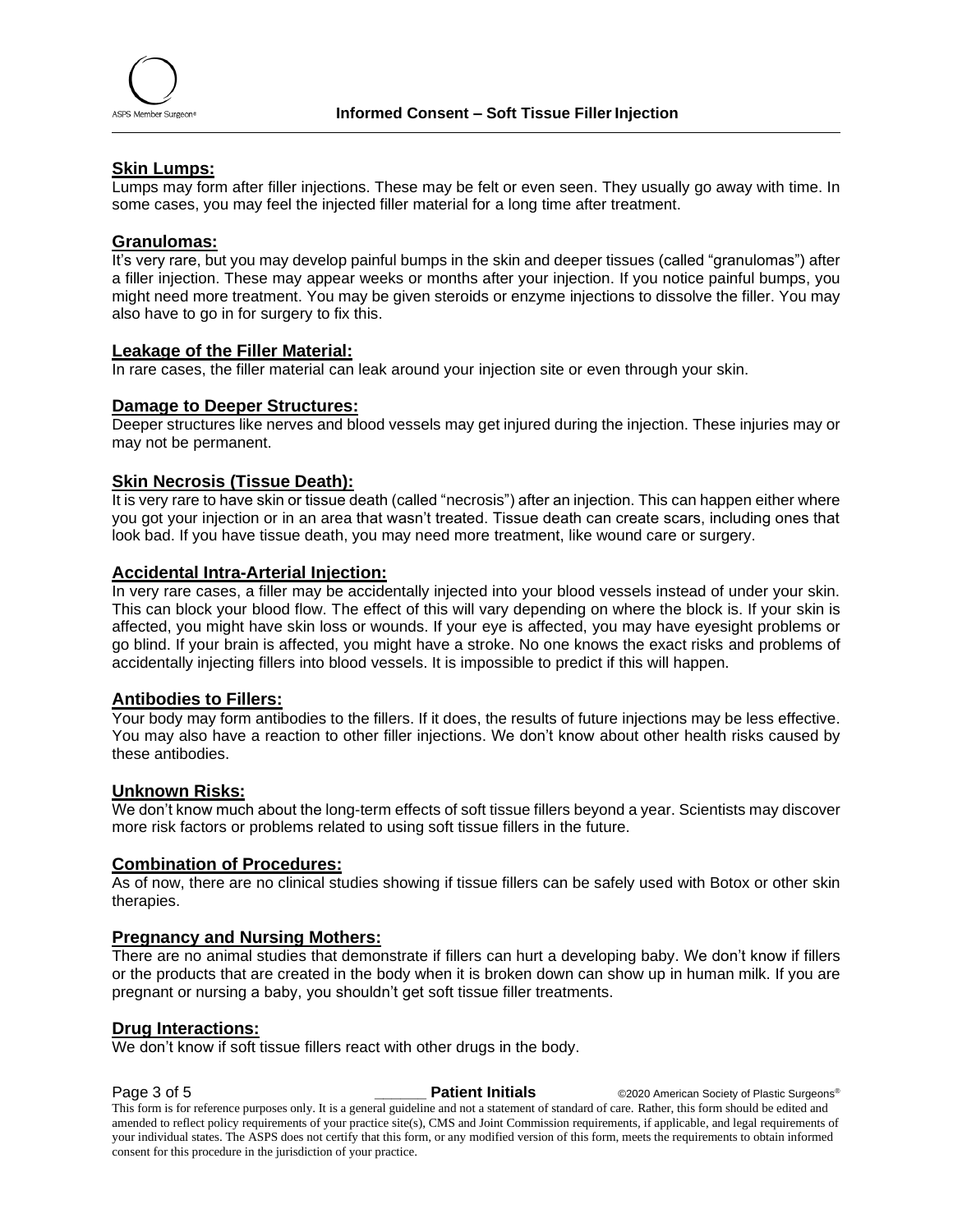## Skin Lumps:

Lumps may form after filler injections. These may be felt or even seen. They usually go away with time. In some cases, you may feel the injected filler material for a long time after treatment.

## Granulomas:

It's very rare, but you may develop painful bumps in the skin and deeper tissues (called "granulomas") after a filler injection. These may appear weeks or months after your injection. If you notice painful bumps, you might need more treatment. You may be given steroids or enzyme injections to dissolve the filler. You may also have to go in for surgery to fix this.

## Leakage of the Filler Material:

In rare cases, the filler material can leak around your injection site or even through your skin.

## Damage to Deeper Structures:

Deeper structures like nerves and blood vessels may get injured during the injection. These injuries may or may not be permanent.

## Skin Necrosis (Tissue Death):

It is very rare to have skin or tissue death (called "necrosis") after an injection. This can happen either where you got your injection or in an area that wasn't treated. Tissue death can create scars, including ones that look bad. If you have tissue death, you may need more treatment, like wound care or surgery.

## Accidental Intra-Arterial Injection:

In very rare cases, a filler may be accidentally injected into your blood vessels instead of under your skin. This can block your blood flow. The effect of this will vary depending on where the block is. If your skin is affected, you might have skin loss or wounds. If your eye is affected, you may have eyesight problems or go blind. If your brain is affected, you might have a stroke. No one knows the exact risks and problems of accidentally injecting fillers into blood vessels. It is impossible to predict if this will happen.

## Antibodies to Fillers:

Your body may form antibodies to the fillers. If it does, the results of future injections may be less effective. You may also have a reaction to other filler injections. We don't know about other health risks caused by these antibodies.

## Unknown Risks:

We don't know much about the long-term effects of soft tissue fillers beyond a year. Scientists may discover more risk factors or problems related to using soft tissue fillers in the future.

## Combination of Procedures:

As of now, there are no clinical studies showing if tissue fillers can be safely used with Botox or other skin therapies.

## Pregnancy and Nursing Mothers:

There are no animal studies that demonstrate if fillers can hurt a developing baby. We don't know if fillers or the products that are created in the body when it is broken down can show up in human milk. If you are pregnant or nursing a baby, you shouldn't get soft tissue filler treatments.

## Drug Interactions:

We don't know if soft tissue fillers react with other drugs in the body.

______ **Patient Initials**

This form is for reference purposes only. It is a general guideline and not a statement of standard of care. Rather, this form should be edited and amended to reflect policy requirements of your practice site(s), CMS and Joint Commission requirements, if applicable, and legal requirements of your individual states. The ASPS does not certify that this form, or any modified version of this form, meets the requirements to obtain informed consent for this procedure in the jurisdiction of your practice.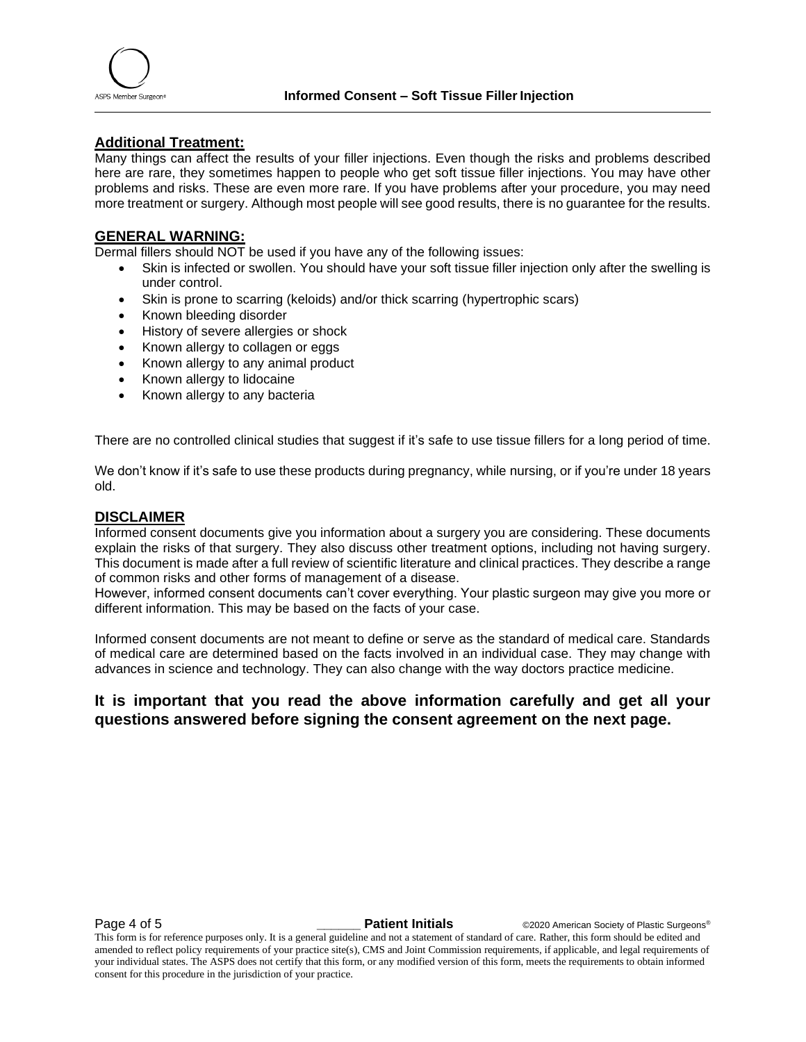## Additional Treatment:

Many things can affect the results of your filler injections. Even though the risks and problems described here are rare, they sometimes happen to people who get soft tissue filler injections. You may have other problems and risks. These are even more rare. If you have problems after your procedure, you may need more treatment or surgery. Although most people will see good results, there is no guarantee for the results.

## GENERAL WARNING:

Dermal fillers should NOT be used if you have any of the following issues:

- Skin is infected or swollen. You should have your soft tissue filler injection only after the swelling is under control.
- Skin is prone to scarring (keloids) and/or thick scarring (hypertrophic scars)
- Known bleeding disorder
- History of severe allergies or shock
- Known allergy to collagen or eggs
- Known allergy to any animal product
- Known allergy to lidocaine
- Known allergy to any bacteria

There are no controlled clinical studies that suggest if it's safe to use tissue fillers for a long period of time.

We don't know if it's safe to use these products during pregnancy, while nursing, or if you're under 18 years old.

## DISCLAIMER

Informed consent documents give you information about a surgery you are considering. These documents explain the risks of that surgery. They also discuss other treatment options, including not having surgery. This document is made after a full review of scientific literature and clinical practices. They describe a range of common risks and other forms of management of a disease.

However, informed consent documents can't cover everything. Your plastic surgeon may give you more or different information. This may be based on the facts of your case.

Informed consent documents are not meant to define or serve as the standard of medical care. Standards of medical care are determined based on the facts involved in an individual case. They may change with advances in science and technology. They can also change with the way doctors practice medicine.

**It is important that you read the above information carefully and get all your questions answered before signing the consent agreement on the next page.**

______ **Patient Initials**

This form is for reference purposes only. It is a general guideline and not a statement of standard of care. Rather, this form should be edited and amended to reflect policy requirements of your practice site(s), CMS and Joint Commission requirements, if applicable, and legal requirements of your individual states. The ASPS does not certify that this form, or any modified version of this form, meets the requirements to obtain informed consent for this procedure in the jurisdiction of your practice.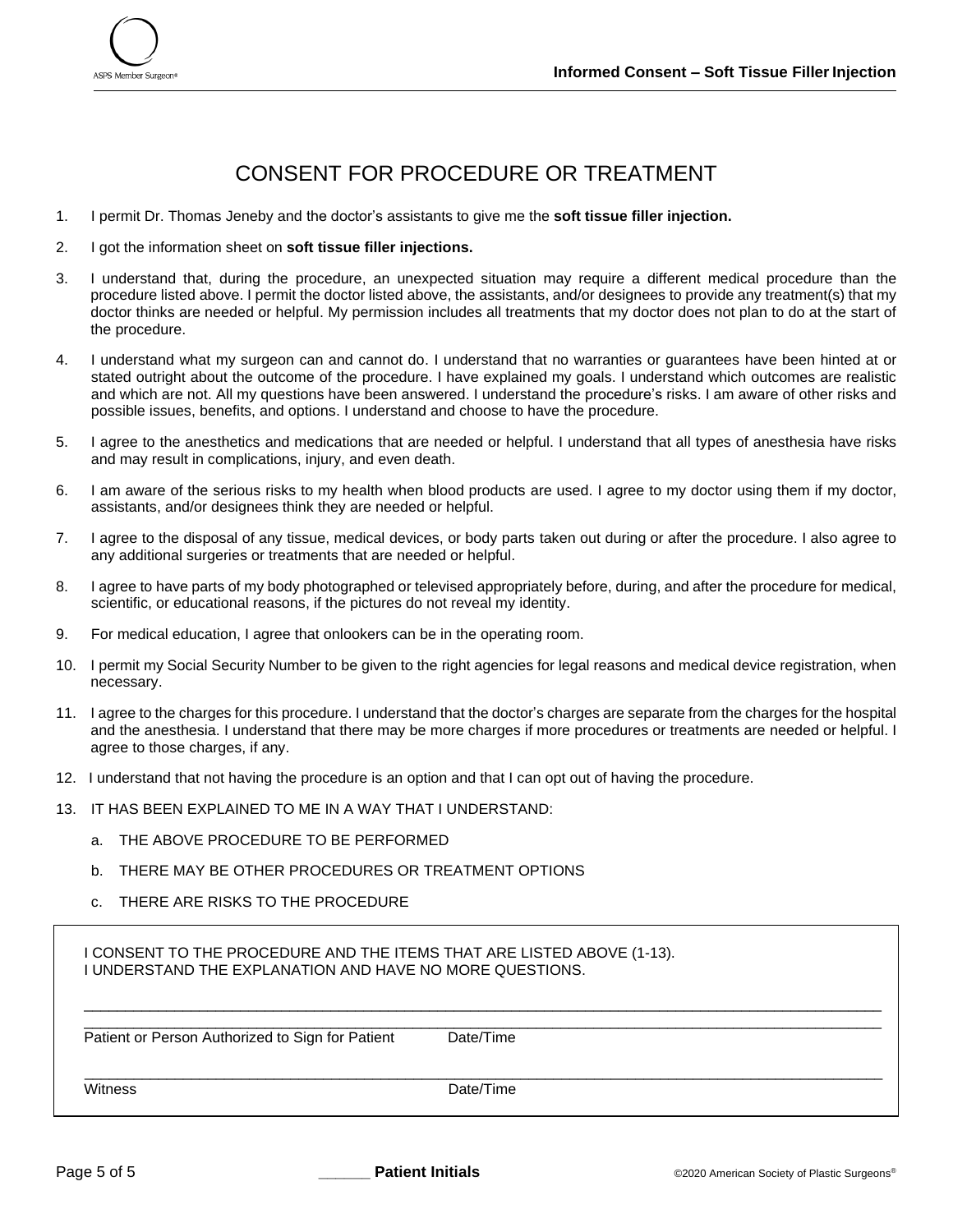# CONSENT FOR PROCEDURE OR TREATMENT

1. I permit Dr. Thomas Jeneby and the doctor's assistants to give me the **soft tissue filler injection.**

2. I got the information sheet on **soft tissue filler injections.**

3. I understand that, during the procedure, an unexpected situation may require a different medical procedure than the procedure listed above. I permit the doctor listed above, the assistants, and/or designees to provide any treatment(s) that my doctor thinks are needed or helpful. My permission includes all treatments that my doctor does not plan to do at the start of the procedure.

4. I understand what my surgeon can and cannot do. I understand that no warranties or guarantees have been hinted at or stated outright about the outcome of the procedure. I have explained my goals. I understand which outcomes are realistic and which are not. All my questions have been answered. I understand the procedure's risks. I am aware of other risks and possible issues, benefits, and options. I understand and choose to have the procedure.

5. I agree to the anesthetics and medications that are needed or helpful. I understand that all types of anesthesia have risks and may result in complications, injury, and even death.

6. I am aware of the serious risks to my health when blood products are used. I agree to my doctor using them if my doctor, assistants, and/or designees think they are needed or helpful.

7. I agree to the disposal of any tissue, medical devices, or body parts taken out during or after the procedure. I also agree to any additional surgeries or treatments that are needed or helpful.

8. I agree to have parts of my body photographed or televised appropriately before, during, and after the procedure for medical, scientific, or educational reasons, if the pictures do not reveal my identity.

9. For medical education, I agree that onlookers can be in the operating room.

10. I permit my Social Security Number to be given to the right agencies for legal reasons and medical device registration, when necessary.

11. I agree to the charges for this procedure. I understand that the doctor's charges are separate from the charges for the hospital and the anesthesia. I understand that there may be more charges if more procedures or treatments are needed or helpful. I agree to those charges, if any.

12. I understand that not having the procedure is an option and that I can opt out of having the procedure.

13. IT HAS BEEN EXPLAINED TO ME IN A WAY THAT I UNDERSTAND:

    a. THE ABOVE PROCEDURE TO BE PERFORMED

    b. THERE MAY BE OTHER PROCEDURES OR TREATMENT OPTIONS

    c. THERE ARE RISKS TO THE PROCEDURE

I CONSENT TO THE PROCEDURE AND THE ITEMS THAT ARE LISTED ABOVE (1-13).
I UNDERSTAND THE EXPLANATION AND HAVE NO MORE QUESTIONS.

_______________________________________________

Patient or Person Authorized to Sign for Patient    Date/Time

_______________________________________________

Witness    Date/Time

______ **Patient Initials**